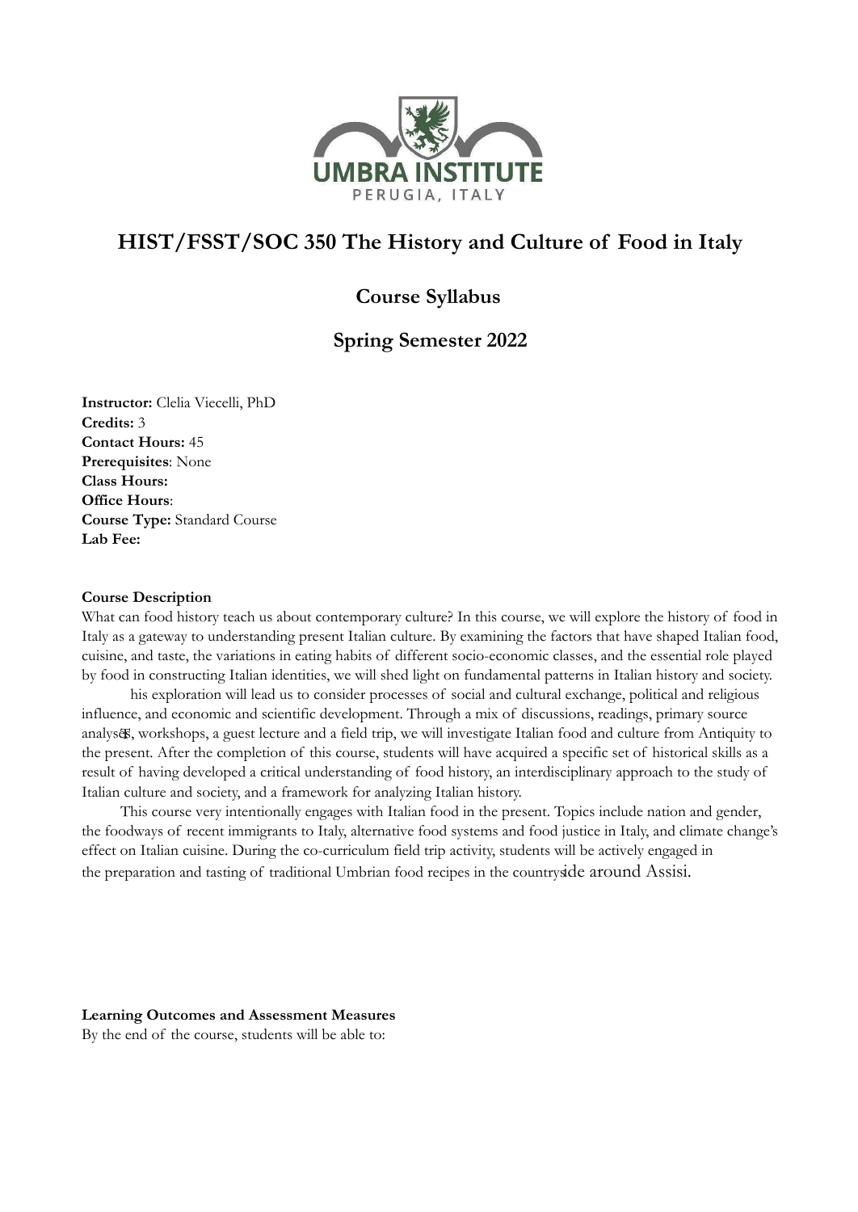UMBRA INSTITUTE
PERUGIA, ITALY

# HIST/FSST/SOC 350 The History and Culture of Food in Italy

## Course Syllabus

## Spring Semester 2022

**Instructor:** Clelia Viecelli, PhD
**Credits:** 3
**Contact Hours:** 45
**Prerequisites**: None
**Class Hours:**
**Office Hours**:
**Course Type:** Standard Course
**Lab Fee:**

**Course Description**

What can food history teach us about contemporary culture? In this course, we will explore the history of food in Italy as a gateway to understanding present Italian culture. By examining the factors that have shaped Italian food, cuisine, and taste, the variations in eating habits of different socio-economic classes, and the essential role played by food in constructing Italian identities, we will shed light on fundamental patterns in Italian history and society.

his exploration will lead us to consider processes of social and cultural exchange, political and religious influence, and economic and scientific development. Through a mix of discussions, readings, primary source analyses, workshops, a guest lecture and a field trip, we will investigate Italian food and culture from Antiquity to the present. After the completion of this course, students will have acquired a specific set of historical skills as a result of having developed a critical understanding of food history, an interdisciplinary approach to the study of Italian culture and society, and a framework for analyzing Italian history.

This course very intentionally engages with Italian food in the present. Topics include nation and gender, the foodways of recent immigrants to Italy, alternative food systems and food justice in Italy, and climate change's effect on Italian cuisine. During the co-curriculum field trip activity, students will be actively engaged in the preparation and tasting of traditional Umbrian food recipes in the countryside around Assisi.

**Learning Outcomes and Assessment Measures**

By the end of the course, students will be able to: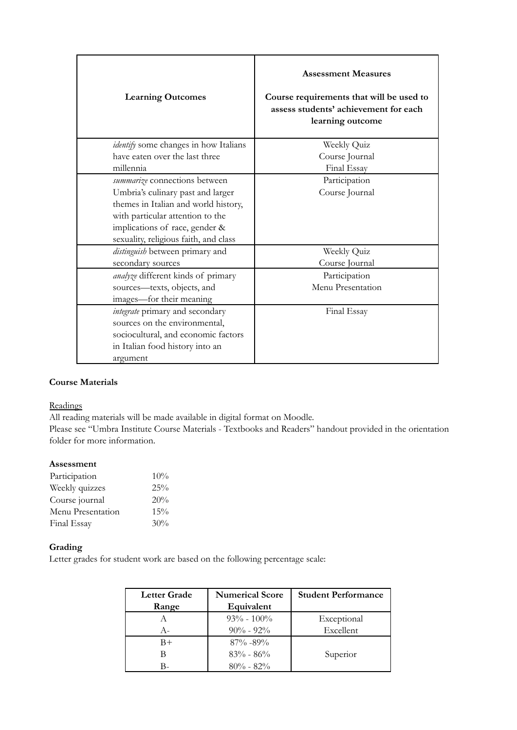| Learning Outcomes | Assessment Measures<br><br>Course requirements that will be used to assess students' achievement for each learning outcome |
|---|---|
| *identify* some changes in how Italians have eaten over the last three millennia | Weekly Quiz<br>Course Journal<br>Final Essay |
| *summarize* connections between Umbria's culinary past and larger themes in Italian and world history, with particular attention to the implications of race, gender & sexuality, religious faith, and class | Participation<br>Course Journal |
| *distinguish* between primary and secondary sources | Weekly Quiz<br>Course Journal |
| *analyze* different kinds of primary sources—texts, objects, and images—for their meaning | Participation<br>Menu Presentation |
| *integrate* primary and secondary sources on the environmental, sociocultural, and economic factors in Italian food history into an argument | Final Essay |

**Course Materials**

Readings

All reading materials will be made available in digital format on Moodle.
Please see "Umbra Institute Course Materials - Textbooks and Readers" handout provided in the orientation folder for more information.

**Assessment**

| | |
|---|---|
| Participation | 10% |
| Weekly quizzes | 25% |
| Course journal | 20% |
| Menu Presentation | 15% |
| Final Essay | 30% |

**Grading**

Letter grades for student work are based on the following percentage scale:

| Letter Grade Range | Numerical Score Equivalent | Student Performance |
|---|---|---|
| A | 93% - 100% | Exceptional |
| A- | 90% - 92% | Excellent |
| B+ | 87% -89% | |
| B | 83% - 86% | Superior |
| B- | 80% - 82% | |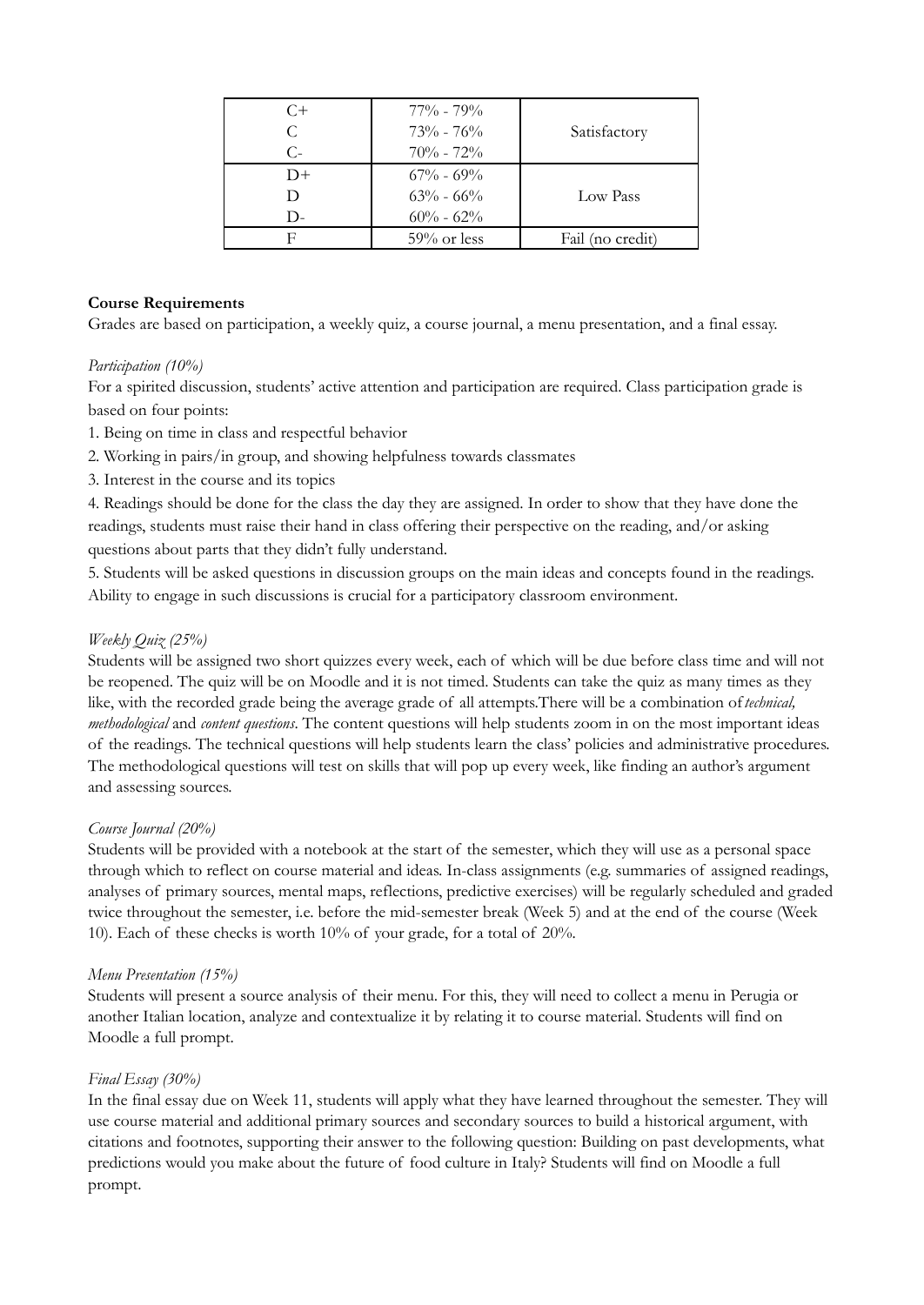| | | |
|---|---|---|
| C+<br>C<br>C- | 77% - 79%<br>73% - 76%<br>70% - 72% | Satisfactory |
| D+<br>D<br>D- | 67% - 69%<br>63% - 66%<br>60% - 62% | Low Pass |
| F | 59% or less | Fail (no credit) |

**Course Requirements**

Grades are based on participation, a weekly quiz, a course journal, a menu presentation, and a final essay.

*Participation (10%)*

For a spirited discussion, students' active attention and participation are required. Class participation grade is based on four points:

1. Being on time in class and respectful behavior
2. Working in pairs/in group, and showing helpfulness towards classmates
3. Interest in the course and its topics
4. Readings should be done for the class the day they are assigned. In order to show that they have done the readings, students must raise their hand in class offering their perspective on the reading, and/or asking questions about parts that they didn't fully understand.
5. Students will be asked questions in discussion groups on the main ideas and concepts found in the readings. Ability to engage in such discussions is crucial for a participatory classroom environment.

*Weekly Quiz (25%)*

Students will be assigned two short quizzes every week, each of which will be due before class time and will not be reopened. The quiz will be on Moodle and it is not timed. Students can take the quiz as many times as they like, with the recorded grade being the average grade of all attempts.There will be a combination of *technical, methodological* and *content questions*. The content questions will help students zoom in on the most important ideas of the readings. The technical questions will help students learn the class' policies and administrative procedures. The methodological questions will test on skills that will pop up every week, like finding an author's argument and assessing sources.

*Course Journal (20%)*

Students will be provided with a notebook at the start of the semester, which they will use as a personal space through which to reflect on course material and ideas. In-class assignments (e.g. summaries of assigned readings, analyses of primary sources, mental maps, reflections, predictive exercises) will be regularly scheduled and graded twice throughout the semester, i.e. before the mid-semester break (Week 5) and at the end of the course (Week 10). Each of these checks is worth 10% of your grade, for a total of 20%.

*Menu Presentation (15%)*

Students will present a source analysis of their menu. For this, they will need to collect a menu in Perugia or another Italian location, analyze and contextualize it by relating it to course material. Students will find on Moodle a full prompt.

*Final Essay (30%)*

In the final essay due on Week 11, students will apply what they have learned throughout the semester. They will use course material and additional primary sources and secondary sources to build a historical argument, with citations and footnotes, supporting their answer to the following question: Building on past developments, what predictions would you make about the future of food culture in Italy? Students will find on Moodle a full prompt.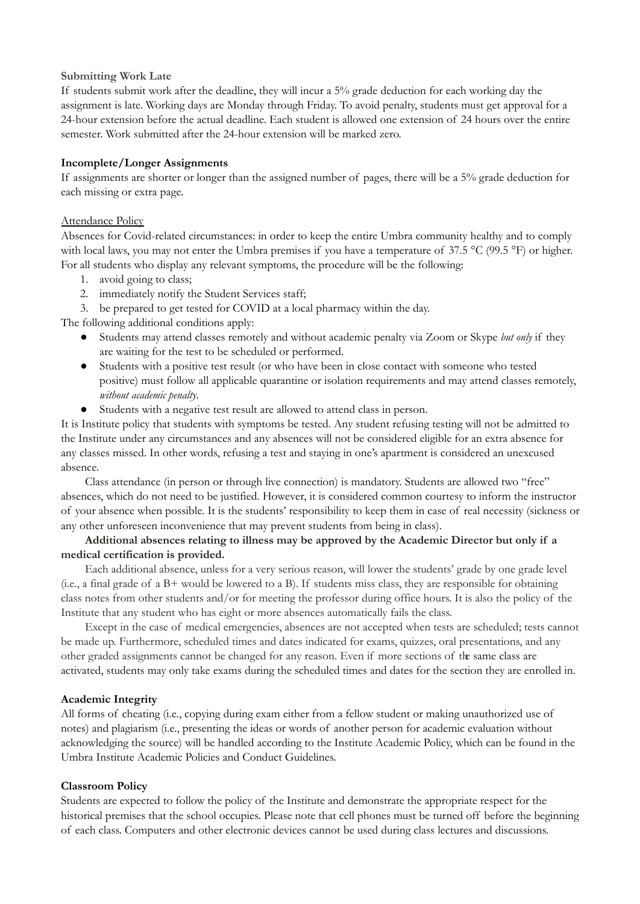**Submitting Work Late**

If students submit work after the deadline, they will incur a 5% grade deduction for each working day the assignment is late. Working days are Monday through Friday. To avoid penalty, students must get approval for a 24-hour extension before the actual deadline. Each student is allowed one extension of 24 hours over the entire semester. Work submitted after the 24-hour extension will be marked zero.

**Incomplete/Longer Assignments**

If assignments are shorter or longer than the assigned number of pages, there will be a 5% grade deduction for each missing or extra page.

Attendance Policy

Absences for Covid-related circumstances: in order to keep the entire Umbra community healthy and to comply with local laws, you may not enter the Umbra premises if you have a temperature of 37.5 °C (99.5 °F) or higher. For all students who display any relevant symptoms, the procedure will be the following:

1. avoid going to class;
2. immediately notify the Student Services staff;
3. be prepared to get tested for COVID at a local pharmacy within the day.

The following additional conditions apply:

- Students may attend classes remotely and without academic penalty via Zoom or Skype *but only* if they are waiting for the test to be scheduled or performed.
- Students with a positive test result (or who have been in close contact with someone who tested positive) must follow all applicable quarantine or isolation requirements and may attend classes remotely, *without academic penalty*.
- Students with a negative test result are allowed to attend class in person.

It is Institute policy that students with symptoms be tested. Any student refusing testing will not be admitted to the Institute under any circumstances and any absences will not be considered eligible for an extra absence for any classes missed. In other words, refusing a test and staying in one's apartment is considered an unexcused absence.

Class attendance (in person or through live connection) is mandatory. Students are allowed two "free" absences, which do not need to be justified. However, it is considered common courtesy to inform the instructor of your absence when possible. It is the students' responsibility to keep them in case of real necessity (sickness or any other unforeseen inconvenience that may prevent students from being in class).

**Additional absences relating to illness may be approved by the Academic Director but only if a medical certification is provided.**

Each additional absence, unless for a very serious reason, will lower the students' grade by one grade level (i.e., a final grade of a B+ would be lowered to a B). If students miss class, they are responsible for obtaining class notes from other students and/or for meeting the professor during office hours. It is also the policy of the Institute that any student who has eight or more absences automatically fails the class.

Except in the case of medical emergencies, absences are not accepted when tests are scheduled; tests cannot be made up. Furthermore, scheduled times and dates indicated for exams, quizzes, oral presentations, and any other graded assignments cannot be changed for any reason. Even if more sections of the same class are activated, students may only take exams during the scheduled times and dates for the section they are enrolled in.

**Academic Integrity**

All forms of cheating (i.e., copying during exam either from a fellow student or making unauthorized use of notes) and plagiarism (i.e., presenting the ideas or words of another person for academic evaluation without acknowledging the source) will be handled according to the Institute Academic Policy, which can be found in the Umbra Institute Academic Policies and Conduct Guidelines.

**Classroom Policy**

Students are expected to follow the policy of the Institute and demonstrate the appropriate respect for the historical premises that the school occupies. Please note that cell phones must be turned off before the beginning of each class. Computers and other electronic devices cannot be used during class lectures and discussions.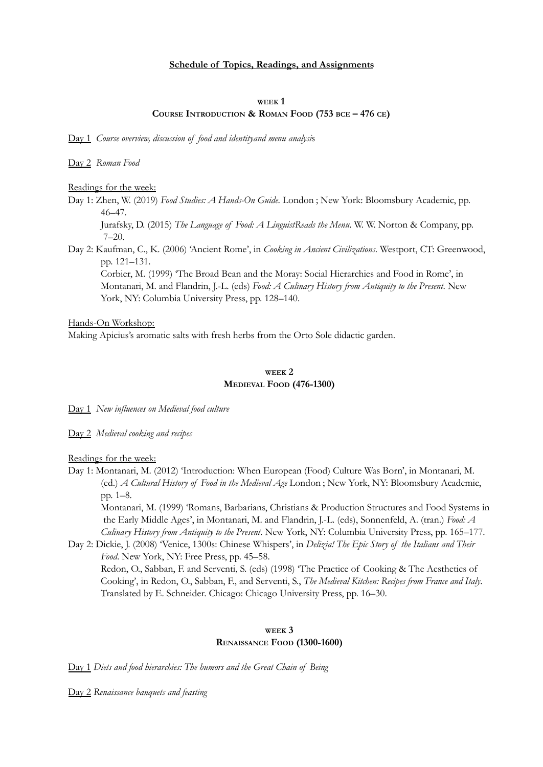## Schedule of Topics, Readings, and Assignments

### WEEK 1
### COURSE INTRODUCTION & ROMAN FOOD (753 BCE – 476 CE)

Day 1 *Course overview, discussion of food and identityand menu analysis*

Day 2 *Roman Food*

Readings for the week:

Day 1: Zhen, W. (2019) *Food Studies: A Hands-On Guide.* London ; New York: Bloomsbury Academic, pp. 46–47.
Jurafsky, D. (2015) *The Language of Food: A LinguistReads the Menu.* W. W. Norton & Company, pp. 7–20.

Day 2: Kaufman, C., K. (2006) 'Ancient Rome', in *Cooking in Ancient Civilizations*. Westport, CT: Greenwood, pp. 121–131.
Corbier, M. (1999) 'The Broad Bean and the Moray: Social Hierarchies and Food in Rome', in Montanari, M. and Flandrin, J.-L. (eds) *Food: A Culinary History from Antiquity to the Present*. New York, NY: Columbia University Press, pp. 128–140.

Hands-On Workshop:
Making Apicius's aromatic salts with fresh herbs from the Orto Sole didactic garden.

### WEEK 2
### MEDIEVAL FOOD (476-1300)

Day 1 *New influences on Medieval food culture*

Day 2 *Medieval cooking and recipes*

Readings for the week:

Day 1: Montanari, M. (2012) 'Introduction: When European (Food) Culture Was Born', in Montanari, M. (ed.) *A Cultural History of Food in the Medieval Age* London ; New York, NY: Bloomsbury Academic, pp. 1–8.
Montanari, M. (1999) 'Romans, Barbarians, Christians & Production Structures and Food Systems in the Early Middle Ages', in Montanari, M. and Flandrin, J.-L. (eds), Sonnenfeld, A. (tran.) *Food: A Culinary History from Antiquity to the Present*. New York, NY: Columbia University Press, pp. 165–177.

Day 2: Dickie, J. (2008) 'Venice, 1300s: Chinese Whispers', in *Delizia! The Epic Story of the Italians and Their Food*. New York, NY: Free Press, pp. 45–58.
Redon, O., Sabban, F. and Serventi, S. (eds) (1998) 'The Practice of Cooking & The Aesthetics of Cooking', in Redon, O., Sabban, F., and Serventi, S., *The Medieval Kitchen: Recipes from France and Italy*. Translated by E. Schneider. Chicago: Chicago University Press, pp. 16–30.

### WEEK 3
### RENAISSANCE FOOD (1300-1600)

Day 1 *Diets and food hierarchies: The humors and the Great Chain of Being*

Day 2 *Renaissance banquets and feasting*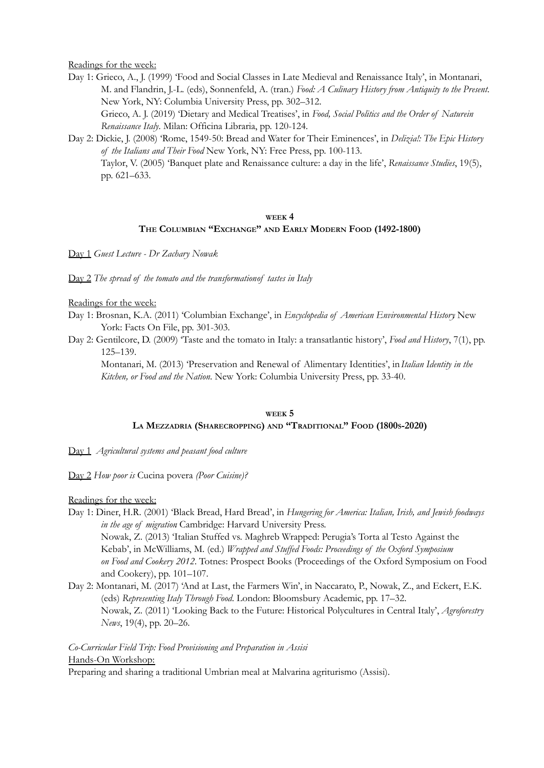Readings for the week:

Day 1: Grieco, A., J. (1999) 'Food and Social Classes in Late Medieval and Renaissance Italy', in Montanari, M. and Flandrin, J.-L. (eds), Sonnenfeld, A. (tran.) *Food: A Culinary History from Antiquity to the Present*. New York, NY: Columbia University Press, pp. 302–312.
Grieco, A. J. (2019) 'Dietary and Medical Treatises', in *Food, Social Politics and the Order of Naturein Renaissance Italy*. Milan: Officina Libraria, pp. 120-124.

Day 2: Dickie, J. (2008) 'Rome, 1549-50: Bread and Water for Their Eminences', in *Delizia!: The Epic History of the Italians and Their Food* New York, NY: Free Press, pp. 100-113.
Taylor, V. (2005) 'Banquet plate and Renaissance culture: a day in the life', *Renaissance Studies*, 19(5), pp. 621–633.

## WEEK 4
## THE COLUMBIAN "EXCHANGE" AND EARLY MODERN FOOD (1492-1800)

Day 1 *Guest Lecture - Dr Zachary Nowak*

Day 2 *The spread of the tomato and the transformationof tastes in Italy*

Readings for the week:

Day 1: Brosnan, K.A. (2011) 'Columbian Exchange', in *Encyclopedia of American Environmental History* New York: Facts On File, pp. 301-303.

Day 2: Gentilcore, D. (2009) 'Taste and the tomato in Italy: a transatlantic history', *Food and History*, 7(1), pp. 125–139.
Montanari, M. (2013) 'Preservation and Renewal of Alimentary Identities', in *Italian Identity in the Kitchen, or Food and the Nation*. New York: Columbia University Press, pp. 33-40.

## WEEK 5
## LA MEZZADRIA (SHARECROPPING) AND "TRADITIONAL" FOOD (1800S-2020)

Day 1 *Agricultural systems and peasant food culture*

Day 2 *How poor is* Cucina povera *(Poor Cuisine)?*

Readings for the week:

Day 1: Diner, H.R. (2001) 'Black Bread, Hard Bread', in *Hungering for America: Italian, Irish, and Jewish foodways in the age of migration* Cambridge: Harvard University Press.
Nowak, Z. (2013) 'Italian Stuffed vs. Maghreb Wrapped: Perugia's Torta al Testo Against the Kebab', in McWilliams, M. (ed.) *Wrapped and Stuffed Foods: Proceedings of the Oxford Symposium on Food and Cookery 2012*. Totnes: Prospect Books (Proceedings of the Oxford Symposium on Food and Cookery), pp. 101–107.

Day 2: Montanari, M. (2017) 'And at Last, the Farmers Win', in Naccarato, P., Nowak, Z., and Eckert, E.K. (eds) *Representing Italy Through Food*. London: Bloomsbury Academic, pp. 17–32.
Nowak, Z. (2011) 'Looking Back to the Future: Historical Polycultures in Central Italy', *Agroforestry News*, 19(4), pp. 20–26.

*Co-Curricular Field Trip: Food Provisioning and Preparation in Assisi*

Hands-On Workshop:

Preparing and sharing a traditional Umbrian meal at Malvarina agriturismo (Assisi).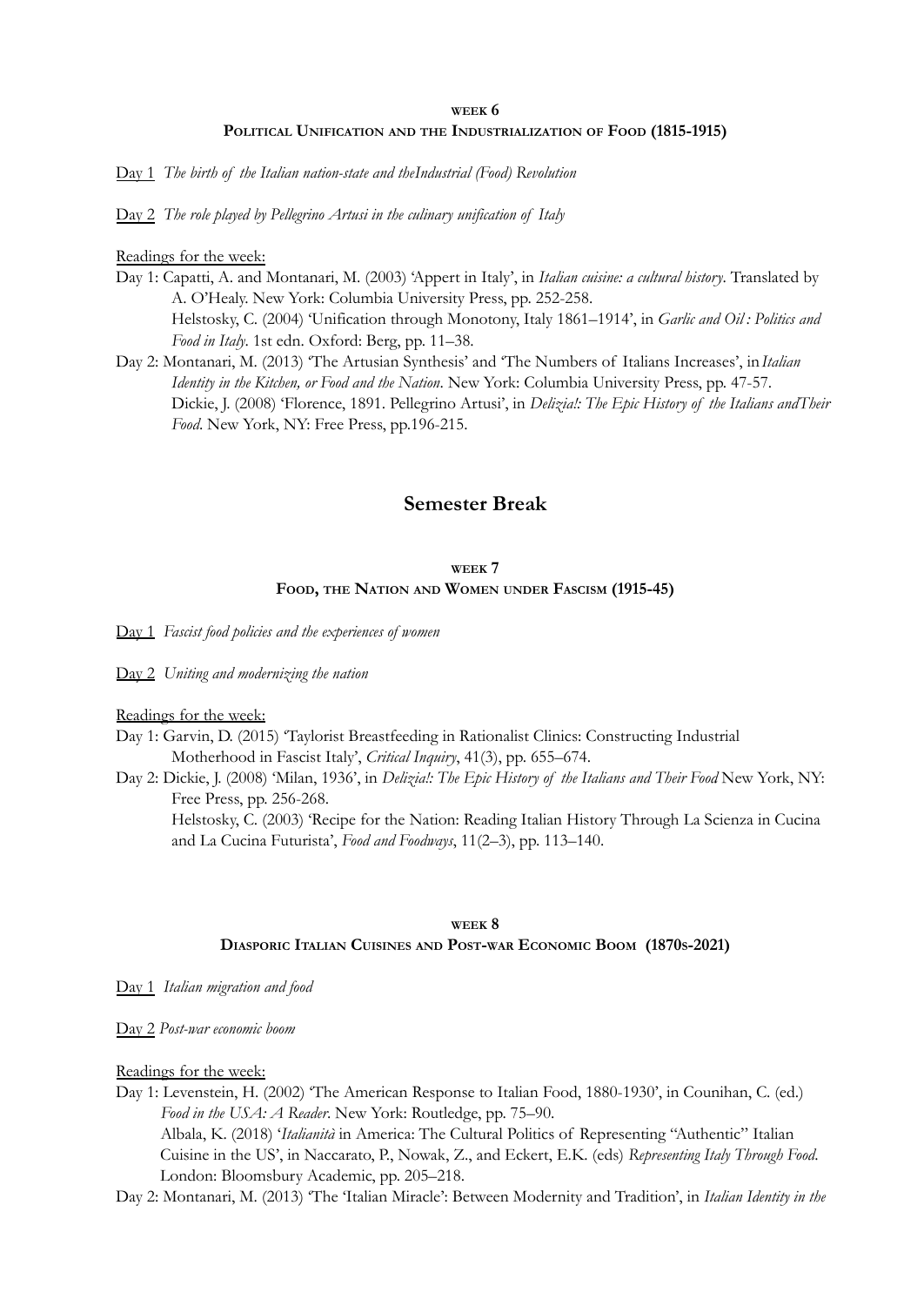## WEEK 6

### POLITICAL UNIFICATION AND THE INDUSTRIALIZATION OF FOOD (1815-1915)

Day 1 *The birth of the Italian nation-state and theIndustrial (Food) Revolution*

Day 2 *The role played by Pellegrino Artusi in the culinary unification of Italy*

Readings for the week:

Day 1: Capatti, A. and Montanari, M. (2003) 'Appert in Italy', in *Italian cuisine: a cultural history*. Translated by A. O'Healy. New York: Columbia University Press, pp. 252-258.
Helstosky, C. (2004) 'Unification through Monotony, Italy 1861–1914', in *Garlic and Oil : Politics and Food in Italy*. 1st edn. Oxford: Berg, pp. 11–38.

Day 2: Montanari, M. (2013) 'The Artusian Synthesis' and 'The Numbers of Italians Increases', in *Italian Identity in the Kitchen, or Food and the Nation*. New York: Columbia University Press, pp. 47-57.
Dickie, J. (2008) 'Florence, 1891. Pellegrino Artusi', in *Delizia!: The Epic History of the Italians andTheir Food*. New York, NY: Free Press, pp.196-215.

# Semester Break

## WEEK 7

### FOOD, THE NATION AND WOMEN UNDER FASCISM (1915-45)

Day 1 *Fascist food policies and the experiences of women*

Day 2 *Uniting and modernizing the nation*

Readings for the week:

Day 1: Garvin, D. (2015) 'Taylorist Breastfeeding in Rationalist Clinics: Constructing Industrial Motherhood in Fascist Italy', *Critical Inquiry*, 41(3), pp. 655–674.

Day 2: Dickie, J. (2008) 'Milan, 1936', in *Delizia!: The Epic History of the Italians and Their Food* New York, NY: Free Press, pp. 256-268.
Helstosky, C. (2003) 'Recipe for the Nation: Reading Italian History Through La Scienza in Cucina and La Cucina Futurista', *Food and Foodways*, 11(2–3), pp. 113–140.

## WEEK 8

### DIASPORIC ITALIAN CUISINES AND POST-WAR ECONOMIC BOOM (1870S-2021)

Day 1 *Italian migration and food*

Day 2 *Post-war economic boom*

Readings for the week:

Day 1: Levenstein, H. (2002) 'The American Response to Italian Food, 1880-1930', in Counihan, C. (ed.) *Food in the USA: A Reader*. New York: Routledge, pp. 75–90.
Albala, K. (2018) '*Italianità* in America: The Cultural Politics of Representing "Authentic" Italian Cuisine in the US', in Naccarato, P., Nowak, Z., and Eckert, E.K. (eds) *Representing Italy Through Food*. London: Bloomsbury Academic, pp. 205–218.

Day 2: Montanari, M. (2013) 'The 'Italian Miracle': Between Modernity and Tradition', in *Italian Identity in the*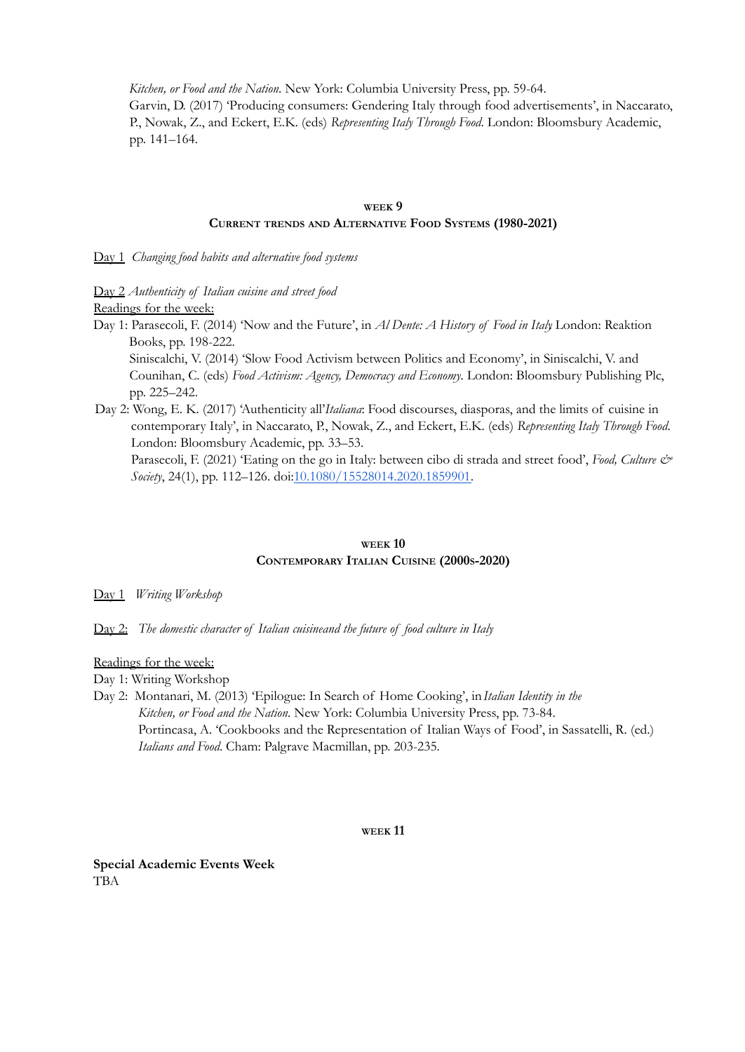*Kitchen, or Food and the Nation*. New York: Columbia University Press, pp. 59-64.
Garvin, D. (2017) 'Producing consumers: Gendering Italy through food advertisements', in Naccarato, P., Nowak, Z., and Eckert, E.K. (eds) *Representing Italy Through Food*. London: Bloomsbury Academic, pp. 141–164.

## WEEK 9
## CURRENT TRENDS AND ALTERNATIVE FOOD SYSTEMS (1980-2021)

Day 1 *Changing food habits and alternative food systems*

Day 2 *Authenticity of Italian cuisine and street food*

Readings for the week:

Day 1: Parasecoli, F. (2014) 'Now and the Future', in *Al Dente: A History of Food in Italy* London: Reaktion Books, pp. 198-222.
Siniscalchi, V. (2014) 'Slow Food Activism between Politics and Economy', in Siniscalchi, V. and Counihan, C. (eds) *Food Activism: Agency, Democracy and Economy*. London: Bloomsbury Publishing Plc, pp. 225–242.

Day 2: Wong, E. K. (2017) 'Authenticity all'*Italiana*: Food discourses, diasporas, and the limits of cuisine in contemporary Italy', in Naccarato, P., Nowak, Z., and Eckert, E.K. (eds) *Representing Italy Through Food*. London: Bloomsbury Academic, pp. 33–53.
Parasecoli, F. (2021) 'Eating on the go in Italy: between cibo di strada and street food', *Food, Culture & Society*, 24(1), pp. 112–126. doi:10.1080/15528014.2020.1859901.

## WEEK 10
## CONTEMPORARY ITALIAN CUISINE (2000s-2020)

Day 1 *Writing Workshop*

Day 2: *The domestic character of Italian cuisineand the future of food culture in Italy*

Readings for the week:

Day 1: Writing Workshop

Day 2: Montanari, M. (2013) 'Epilogue: In Search of Home Cooking', in *Italian Identity in the Kitchen, or Food and the Nation*. New York: Columbia University Press, pp. 73-84.
Portincasa, A. 'Cookbooks and the Representation of Italian Ways of Food', in Sassatelli, R. (ed.) *Italians and Food*. Cham: Palgrave Macmillan, pp. 203-235.

## WEEK 11

**Special Academic Events Week**
TBA